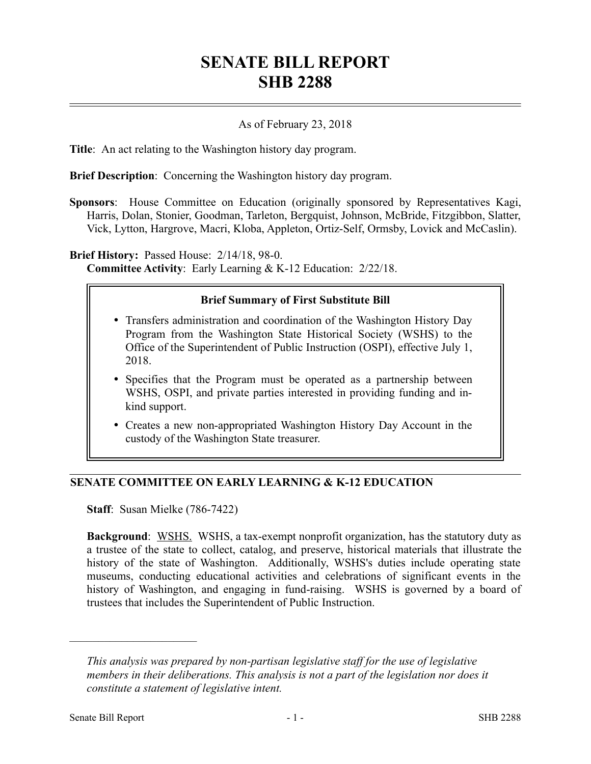# SENATE BILL REPORT
# SHB 2288

As of February 23, 2018

**Title**: An act relating to the Washington history day program.

**Brief Description**: Concerning the Washington history day program.

**Sponsors**: House Committee on Education (originally sponsored by Representatives Kagi, Harris, Dolan, Stonier, Goodman, Tarleton, Bergquist, Johnson, McBride, Fitzgibbon, Slatter, Vick, Lytton, Hargrove, Macri, Kloba, Appleton, Ortiz-Self, Ormsby, Lovick and McCaslin).

**Brief History:** Passed House: 2/14/18, 98-0.
**Committee Activity**: Early Learning & K-12 Education: 2/22/18.

**Brief Summary of First Substitute Bill**

- Transfers administration and coordination of the Washington History Day Program from the Washington State Historical Society (WSHS) to the Office of the Superintendent of Public Instruction (OSPI), effective July 1, 2018.
- Specifies that the Program must be operated as a partnership between WSHS, OSPI, and private parties interested in providing funding and in-kind support.
- Creates a new non-appropriated Washington History Day Account in the custody of the Washington State treasurer.

## SENATE COMMITTEE ON EARLY LEARNING & K-12 EDUCATION

**Staff**: Susan Mielke (786-7422)

**Background**: WSHS. WSHS, a tax-exempt nonprofit organization, has the statutory duty as a trustee of the state to collect, catalog, and preserve, historical materials that illustrate the history of the state of Washington. Additionally, WSHS's duties include operating state museums, conducting educational activities and celebrations of significant events in the history of Washington, and engaging in fund-raising. WSHS is governed by a board of trustees that includes the Superintendent of Public Instruction.

---

*This analysis was prepared by non-partisan legislative staff for the use of legislative members in their deliberations. This analysis is not a part of the legislation nor does it constitute a statement of legislative intent.*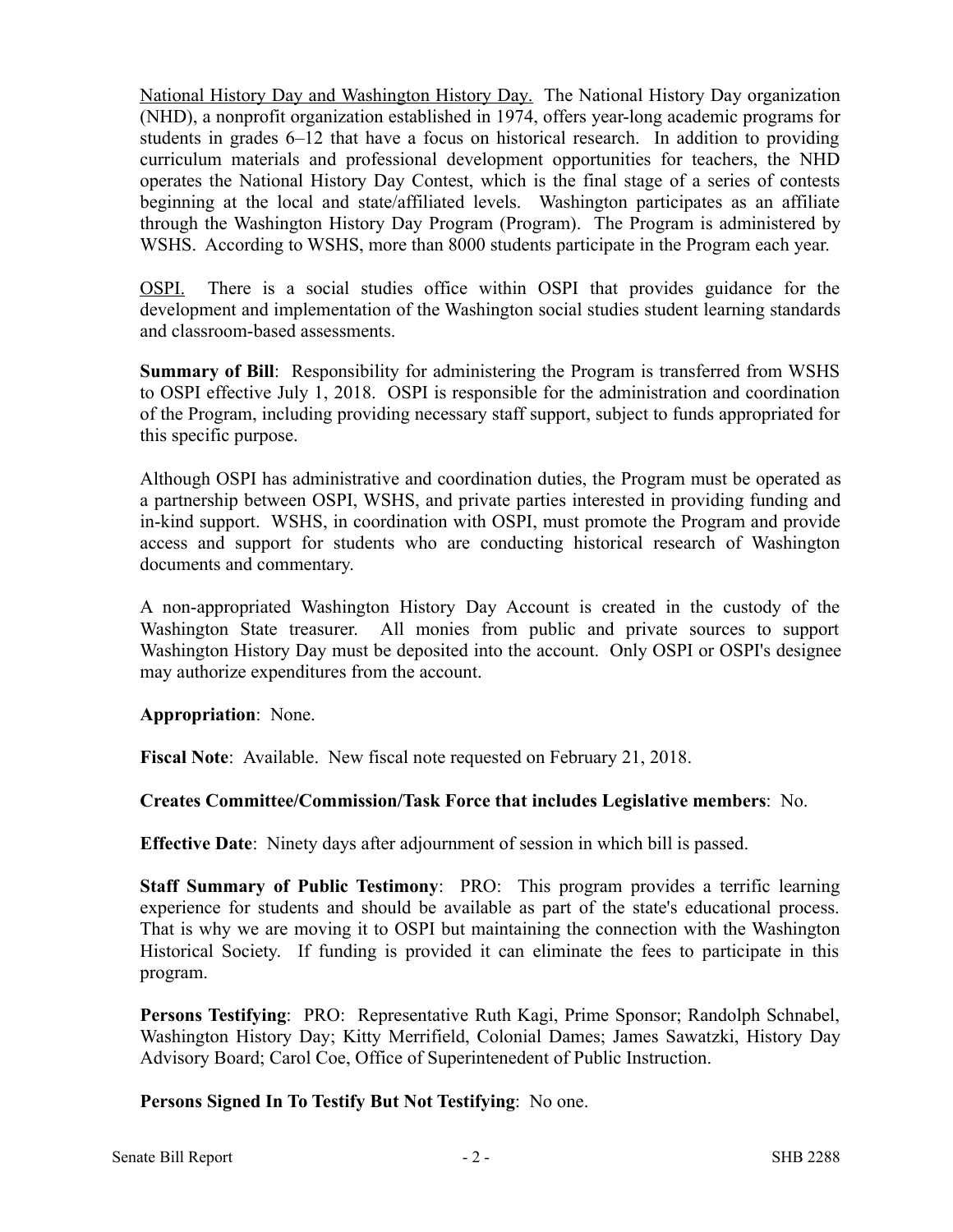National History Day and Washington History Day. The National History Day organization (NHD), a nonprofit organization established in 1974, offers year-long academic programs for students in grades 6–12 that have a focus on historical research. In addition to providing curriculum materials and professional development opportunities for teachers, the NHD operates the National History Day Contest, which is the final stage of a series of contests beginning at the local and state/affiliated levels. Washington participates as an affiliate through the Washington History Day Program (Program). The Program is administered by WSHS. According to WSHS, more than 8000 students participate in the Program each year.

OSPI. There is a social studies office within OSPI that provides guidance for the development and implementation of the Washington social studies student learning standards and classroom-based assessments.

**Summary of Bill**: Responsibility for administering the Program is transferred from WSHS to OSPI effective July 1, 2018. OSPI is responsible for the administration and coordination of the Program, including providing necessary staff support, subject to funds appropriated for this specific purpose.

Although OSPI has administrative and coordination duties, the Program must be operated as a partnership between OSPI, WSHS, and private parties interested in providing funding and in-kind support. WSHS, in coordination with OSPI, must promote the Program and provide access and support for students who are conducting historical research of Washington documents and commentary.

A non-appropriated Washington History Day Account is created in the custody of the Washington State treasurer. All monies from public and private sources to support Washington History Day must be deposited into the account. Only OSPI or OSPI's designee may authorize expenditures from the account.

**Appropriation**: None.

**Fiscal Note**: Available. New fiscal note requested on February 21, 2018.

**Creates Committee/Commission/Task Force that includes Legislative members**: No.

**Effective Date**: Ninety days after adjournment of session in which bill is passed.

**Staff Summary of Public Testimony**: PRO: This program provides a terrific learning experience for students and should be available as part of the state's educational process. That is why we are moving it to OSPI but maintaining the connection with the Washington Historical Society. If funding is provided it can eliminate the fees to participate in this program.

**Persons Testifying**: PRO: Representative Ruth Kagi, Prime Sponsor; Randolph Schnabel, Washington History Day; Kitty Merrifield, Colonial Dames; James Sawatzki, History Day Advisory Board; Carol Coe, Office of Superintenedent of Public Instruction.

**Persons Signed In To Testify But Not Testifying**: No one.